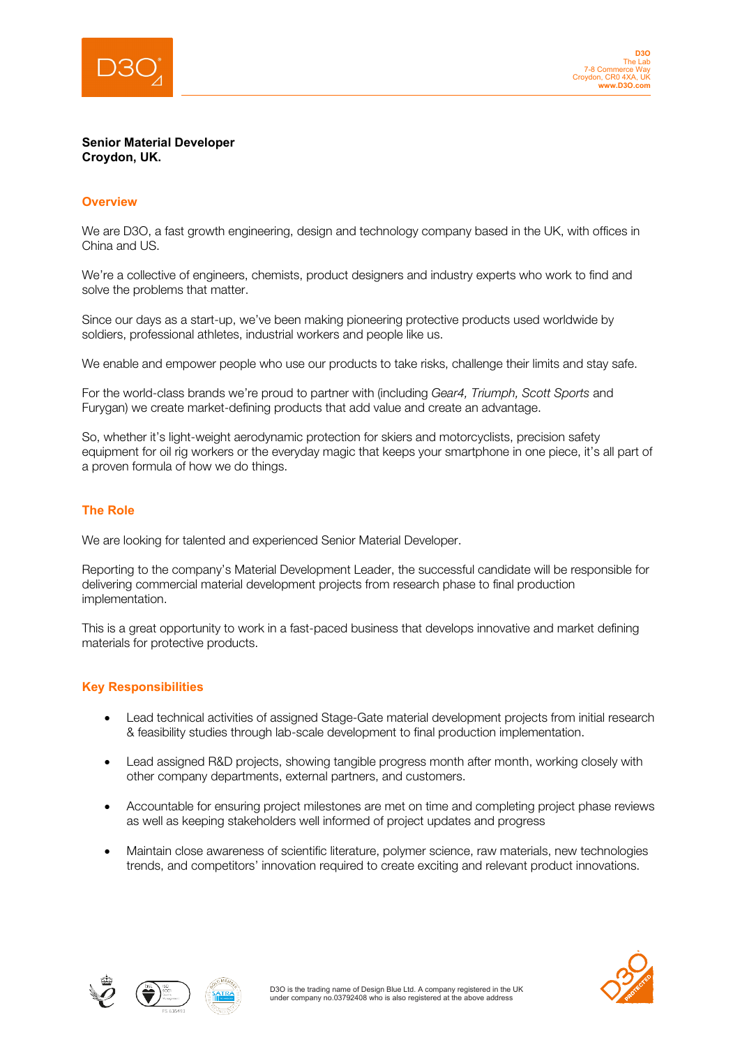**Senior Material Developer**
**Croydon, UK.**

## Overview

We are D3O, a fast growth engineering, design and technology company based in the UK, with offices in China and US.

We're a collective of engineers, chemists, product designers and industry experts who work to find and solve the problems that matter.

Since our days as a start-up, we've been making pioneering protective products used worldwide by soldiers, professional athletes, industrial workers and people like us.

We enable and empower people who use our products to take risks, challenge their limits and stay safe.

For the world-class brands we're proud to partner with (including *Gear4, Triumph, Scott Sports* and Furygan) we create market-defining products that add value and create an advantage.

So, whether it's light-weight aerodynamic protection for skiers and motorcyclists, precision safety equipment for oil rig workers or the everyday magic that keeps your smartphone in one piece, it's all part of a proven formula of how we do things.

## The Role

We are looking for talented and experienced Senior Material Developer.

Reporting to the company's Material Development Leader, the successful candidate will be responsible for delivering commercial material development projects from research phase to final production implementation.

This is a great opportunity to work in a fast-paced business that develops innovative and market defining materials for protective products.

## Key Responsibilities

- Lead technical activities of assigned Stage-Gate material development projects from initial research & feasibility studies through lab-scale development to final production implementation.
- Lead assigned R&D projects, showing tangible progress month after month, working closely with other company departments, external partners, and customers.
- Accountable for ensuring project milestones are met on time and completing project phase reviews as well as keeping stakeholders well informed of project updates and progress
- Maintain close awareness of scientific literature, polymer science, raw materials, new technologies trends, and competitors' innovation required to create exciting and relevant product innovations.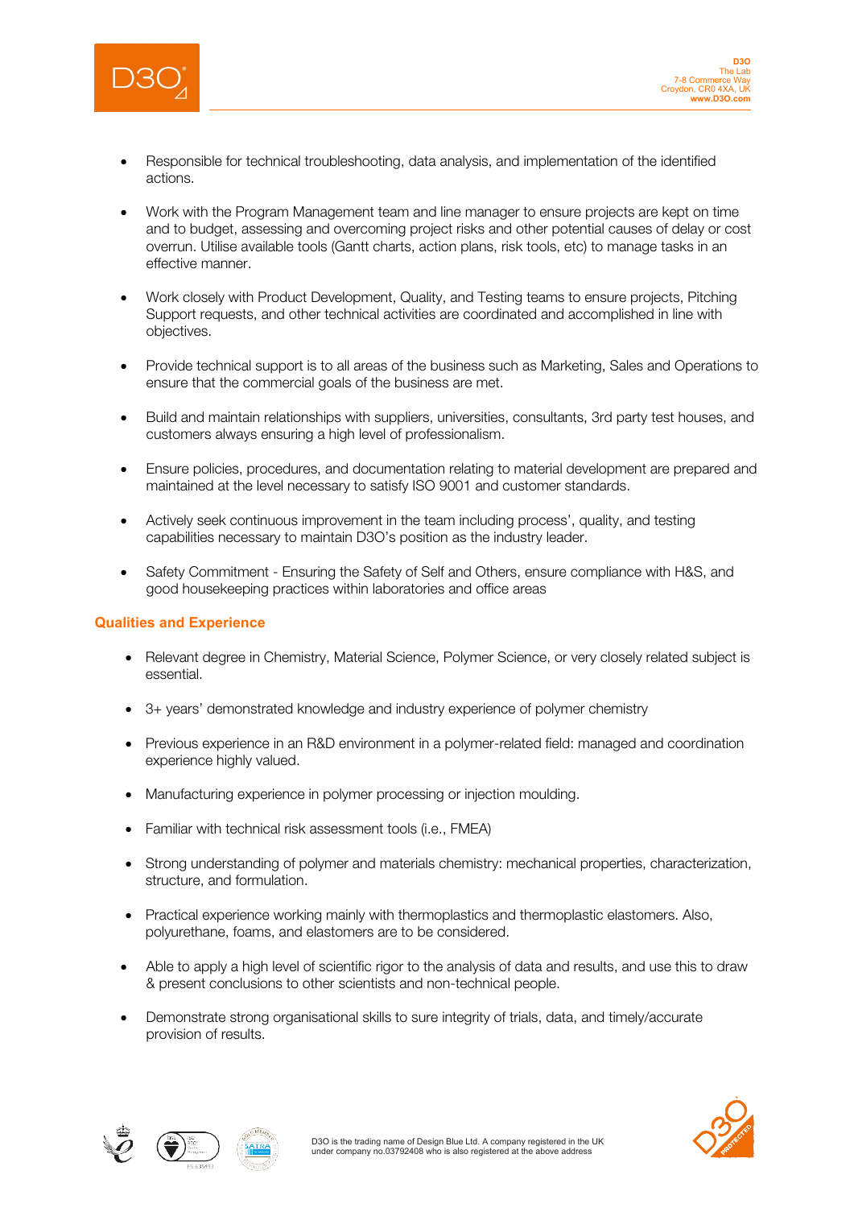- Responsible for technical troubleshooting, data analysis, and implementation of the identified actions.

- Work with the Program Management team and line manager to ensure projects are kept on time and to budget, assessing and overcoming project risks and other potential causes of delay or cost overrun. Utilise available tools (Gantt charts, action plans, risk tools, etc) to manage tasks in an effective manner.

- Work closely with Product Development, Quality, and Testing teams to ensure projects, Pitching Support requests, and other technical activities are coordinated and accomplished in line with objectives.

- Provide technical support is to all areas of the business such as Marketing, Sales and Operations to ensure that the commercial goals of the business are met.

- Build and maintain relationships with suppliers, universities, consultants, 3rd party test houses, and customers always ensuring a high level of professionalism.

- Ensure policies, procedures, and documentation relating to material development are prepared and maintained at the level necessary to satisfy ISO 9001 and customer standards.

- Actively seek continuous improvement in the team including process', quality, and testing capabilities necessary to maintain D3O's position as the industry leader.

- Safety Commitment - Ensuring the Safety of Self and Others, ensure compliance with H&S, and good housekeeping practices within laboratories and office areas

## Qualities and Experience

- Relevant degree in Chemistry, Material Science, Polymer Science, or very closely related subject is essential.

- 3+ years' demonstrated knowledge and industry experience of polymer chemistry

- Previous experience in an R&D environment in a polymer-related field: managed and coordination experience highly valued.

- Manufacturing experience in polymer processing or injection moulding.

- Familiar with technical risk assessment tools (i.e., FMEA)

- Strong understanding of polymer and materials chemistry: mechanical properties, characterization, structure, and formulation.

- Practical experience working mainly with thermoplastics and thermoplastic elastomers. Also, polyurethane, foams, and elastomers are to be considered.

- Able to apply a high level of scientific rigor to the analysis of data and results, and use this to draw & present conclusions to other scientists and non-technical people.

- Demonstrate strong organisational skills to sure integrity of trials, data, and timely/accurate provision of results.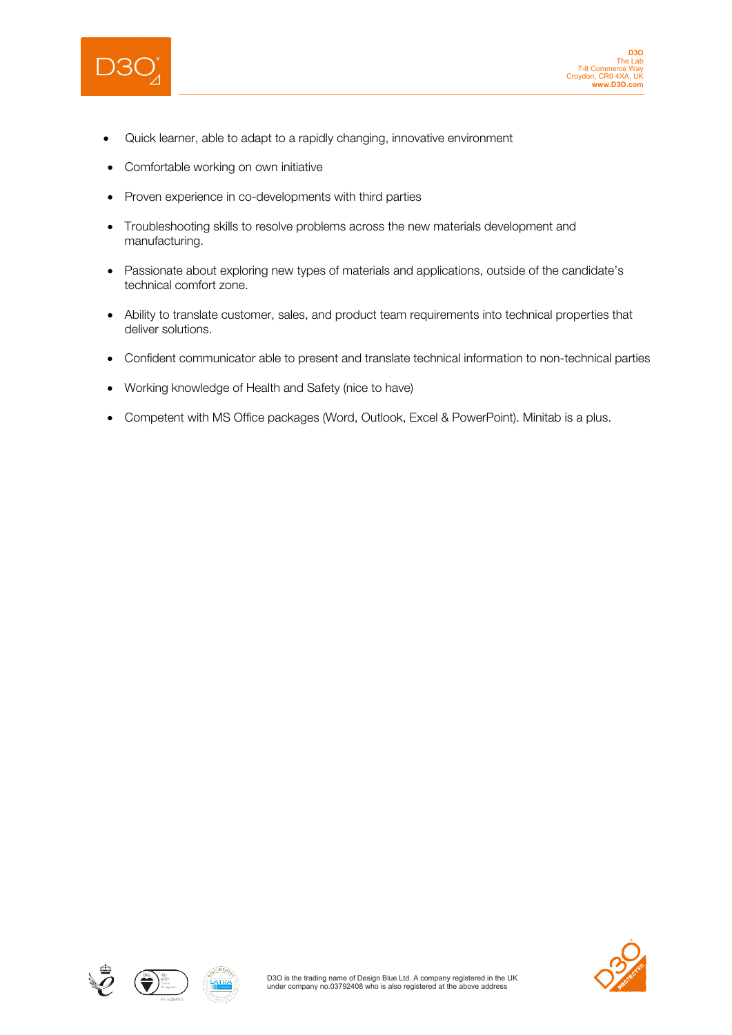- Quick learner, able to adapt to a rapidly changing, innovative environment
- Comfortable working on own initiative
- Proven experience in co-developments with third parties
- Troubleshooting skills to resolve problems across the new materials development and manufacturing.
- Passionate about exploring new types of materials and applications, outside of the candidate's technical comfort zone.
- Ability to translate customer, sales, and product team requirements into technical properties that deliver solutions.
- Confident communicator able to present and translate technical information to non-technical parties
- Working knowledge of Health and Safety (nice to have)
- Competent with MS Office packages (Word, Outlook, Excel & PowerPoint). Minitab is a plus.